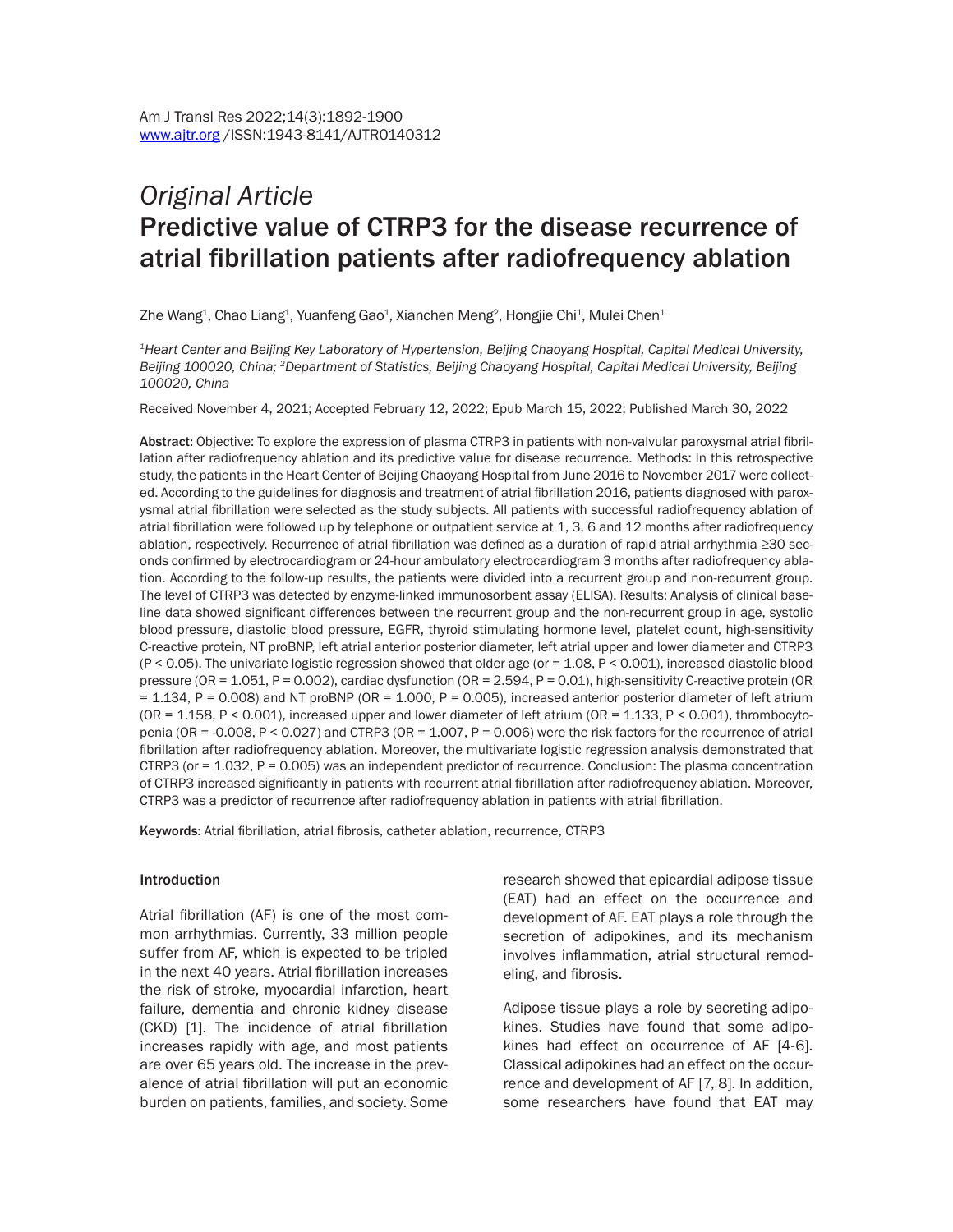*Original Article*

# Predictive value of CTRP3 for the disease recurrence of atrial fibrillation patients after radiofrequency ablation

Zhe Wang[1], Chao Liang[1], Yuanfeng Gao[1], Xianchen Meng[2], Hongjie Chi[1], Mulei Chen[1]

*[1]Heart Center and Beijing Key Laboratory of Hypertension, Beijing Chaoyang Hospital, Capital Medical University, Beijing 100020, China; [2]Department of Statistics, Beijing Chaoyang Hospital, Capital Medical University, Beijing 100020, China*

Received November 4, 2021; Accepted February 12, 2022; Epub March 15, 2022; Published March 30, 2022

**Abstract:** Objective: To explore the expression of plasma CTRP3 in patients with non-valvular paroxysmal atrial fibrillation after radiofrequency ablation and its predictive value for disease recurrence. Methods: In this retrospective study, the patients in the Heart Center of Beijing Chaoyang Hospital from June 2016 to November 2017 were collected. According to the guidelines for diagnosis and treatment of atrial fibrillation 2016, patients diagnosed with paroxysmal atrial fibrillation were selected as the study subjects. All patients with successful radiofrequency ablation of atrial fibrillation were followed up by telephone or outpatient service at 1, 3, 6 and 12 months after radiofrequency ablation, respectively. Recurrence of atrial fibrillation was defined as a duration of rapid atrial arrhythmia ≥30 seconds confirmed by electrocardiogram or 24-hour ambulatory electrocardiogram 3 months after radiofrequency ablation. According to the follow-up results, the patients were divided into a recurrent group and non-recurrent group. The level of CTRP3 was detected by enzyme-linked immunosorbent assay (ELISA). Results: Analysis of clinical baseline data showed significant differences between the recurrent group and the non-recurrent group in age, systolic blood pressure, diastolic blood pressure, EGFR, thyroid stimulating hormone level, platelet count, high-sensitivity C-reactive protein, NT proBNP, left atrial anterior posterior diameter, left atrial upper and lower diameter and CTRP3 ($P < 0.05$). The univariate logistic regression showed that older age (or = 1.08, $P < 0.001$), increased diastolic blood pressure (OR = 1.051, $P = 0.002$), cardiac dysfunction (OR = 2.594, $P = 0.01$), high-sensitivity C-reactive protein (OR = 1.134, $P = 0.008$) and NT proBNP (OR = 1.000, $P = 0.005$), increased anterior posterior diameter of left atrium (OR = 1.158, $P < 0.001$), increased upper and lower diameter of left atrium (OR = 1.133, $P < 0.001$), thrombocytopenia (OR = -0.008, $P < 0.027$) and CTRP3 (OR = 1.007, $P = 0.006$) were the risk factors for the recurrence of atrial fibrillation after radiofrequency ablation. Moreover, the multivariate logistic regression analysis demonstrated that CTRP3 (or = 1.032, $P = 0.005$) was an independent predictor of recurrence. Conclusion: The plasma concentration of CTRP3 increased significantly in patients with recurrent atrial fibrillation after radiofrequency ablation. Moreover, CTRP3 was a predictor of recurrence after radiofrequency ablation in patients with atrial fibrillation.

**Keywords:** Atrial fibrillation, atrial fibrosis, catheter ablation, recurrence, CTRP3

## Introduction

Atrial fibrillation (AF) is one of the most common arrhythmias. Currently, 33 million people suffer from AF, which is expected to be tripled in the next 40 years. Atrial fibrillation increases the risk of stroke, myocardial infarction, heart failure, dementia and chronic kidney disease (CKD) [1]. The incidence of atrial fibrillation increases rapidly with age, and most patients are over 65 years old. The increase in the prevalence of atrial fibrillation will put an economic burden on patients, families, and society. Some research showed that epicardial adipose tissue (EAT) had an effect on the occurrence and development of AF. EAT plays a role through the secretion of adipokines, and its mechanism involves inflammation, atrial structural remodeling, and fibrosis.

Adipose tissue plays a role by secreting adipokines. Studies have found that some adipokines had effect on occurrence of AF [4-6]. Classical adipokines had an effect on the occurrence and development of AF [7, 8]. In addition, some researchers have found that EAT may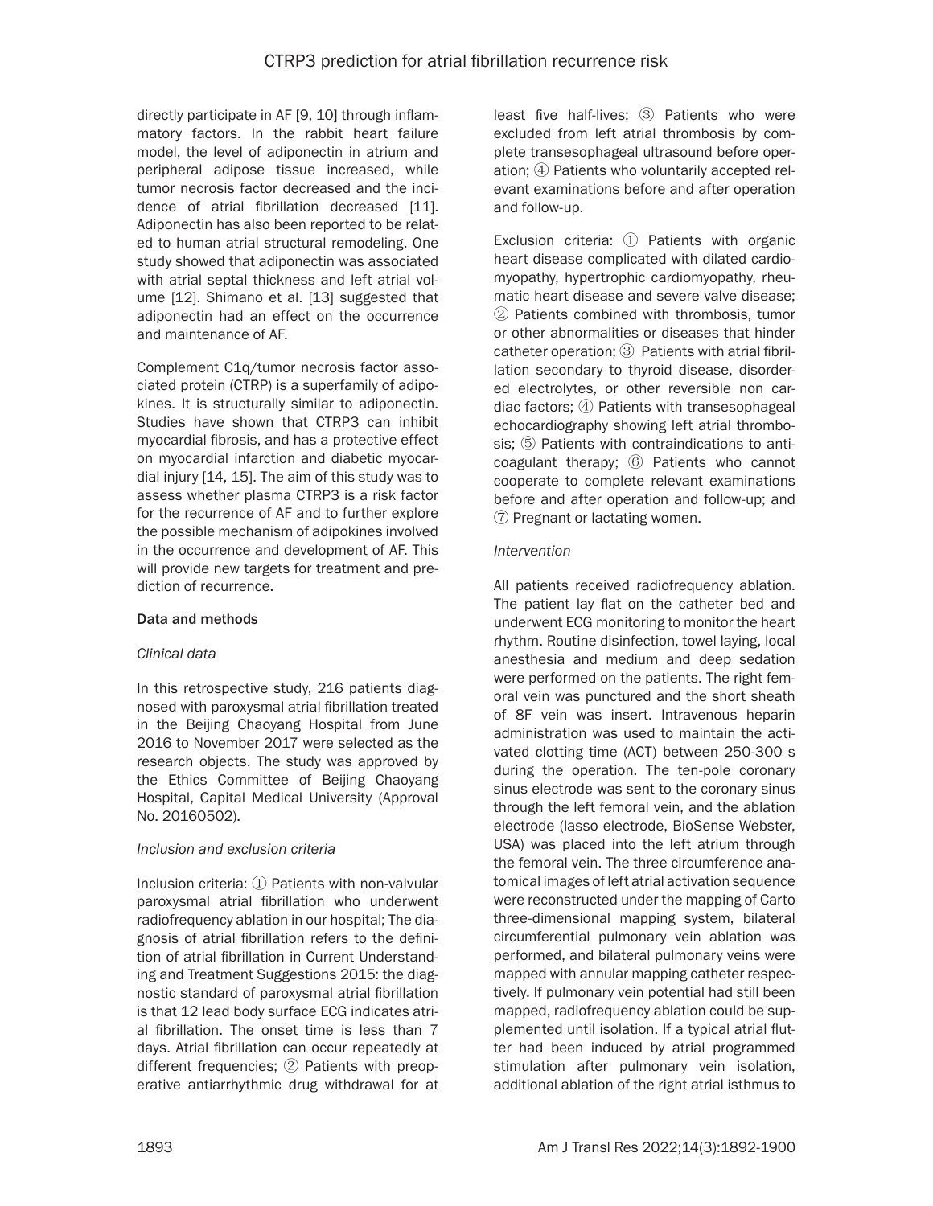directly participate in AF [9, 10] through inflammatory factors. In the rabbit heart failure model, the level of adiponectin in atrium and peripheral adipose tissue increased, while tumor necrosis factor decreased and the incidence of atrial fibrillation decreased [11]. Adiponectin has also been reported to be related to human atrial structural remodeling. One study showed that adiponectin was associated with atrial septal thickness and left atrial volume [12]. Shimano et al. [13] suggested that adiponectin had an effect on the occurrence and maintenance of AF.

Complement C1q/tumor necrosis factor associated protein (CTRP) is a superfamily of adipokines. It is structurally similar to adiponectin. Studies have shown that CTRP3 can inhibit myocardial fibrosis, and has a protective effect on myocardial infarction and diabetic myocardial injury [14, 15]. The aim of this study was to assess whether plasma CTRP3 is a risk factor for the recurrence of AF and to further explore the possible mechanism of adipokines involved in the occurrence and development of AF. This will provide new targets for treatment and prediction of recurrence.

## Data and methods

### *Clinical data*

In this retrospective study, 216 patients diagnosed with paroxysmal atrial fibrillation treated in the Beijing Chaoyang Hospital from June 2016 to November 2017 were selected as the research objects. The study was approved by the Ethics Committee of Beijing Chaoyang Hospital, Capital Medical University (Approval No. 20160502).

### *Inclusion and exclusion criteria*

Inclusion criteria: ① Patients with non-valvular paroxysmal atrial fibrillation who underwent radiofrequency ablation in our hospital; The diagnosis of atrial fibrillation refers to the definition of atrial fibrillation in Current Understanding and Treatment Suggestions 2015: the diagnostic standard of paroxysmal atrial fibrillation is that 12 lead body surface ECG indicates atrial fibrillation. The onset time is less than 7 days. Atrial fibrillation can occur repeatedly at different frequencies; ② Patients with preoperative antiarrhythmic drug withdrawal for at least five half-lives; ③ Patients who were excluded from left atrial thrombosis by complete transesophageal ultrasound before operation; ④ Patients who voluntarily accepted relevant examinations before and after operation and follow-up.

Exclusion criteria: ① Patients with organic heart disease complicated with dilated cardiomyopathy, hypertrophic cardiomyopathy, rheumatic heart disease and severe valve disease; ② Patients combined with thrombosis, tumor or other abnormalities or diseases that hinder catheter operation; ③ Patients with atrial fibrillation secondary to thyroid disease, disordered electrolytes, or other reversible non cardiac factors; ④ Patients with transesophageal echocardiography showing left atrial thrombosis; ⑤ Patients with contraindications to anticoagulant therapy; ⑥ Patients who cannot cooperate to complete relevant examinations before and after operation and follow-up; and ⑦ Pregnant or lactating women.

### *Intervention*

All patients received radiofrequency ablation. The patient lay flat on the catheter bed and underwent ECG monitoring to monitor the heart rhythm. Routine disinfection, towel laying, local anesthesia and medium and deep sedation were performed on the patients. The right femoral vein was punctured and the short sheath of 8F vein was insert. Intravenous heparin administration was used to maintain the activated clotting time (ACT) between 250-300 s during the operation. The ten-pole coronary sinus electrode was sent to the coronary sinus through the left femoral vein, and the ablation electrode (lasso electrode, BioSense Webster, USA) was placed into the left atrium through the femoral vein. The three circumference anatomical images of left atrial activation sequence were reconstructed under the mapping of Carto three-dimensional mapping system, bilateral circumferential pulmonary vein ablation was performed, and bilateral pulmonary veins were mapped with annular mapping catheter respectively. If pulmonary vein potential had still been mapped, radiofrequency ablation could be supplemented until isolation. If a typical atrial flutter had been induced by atrial programmed stimulation after pulmonary vein isolation, additional ablation of the right atrial isthmus to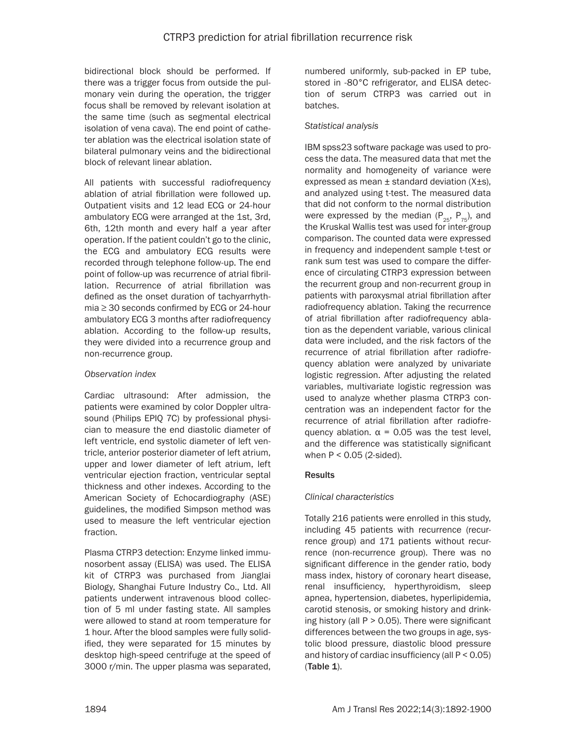bidirectional block should be performed. If there was a trigger focus from outside the pulmonary vein during the operation, the trigger focus shall be removed by relevant isolation at the same time (such as segmental electrical isolation of vena cava). The end point of catheter ablation was the electrical isolation state of bilateral pulmonary veins and the bidirectional block of relevant linear ablation.

All patients with successful radiofrequency ablation of atrial fibrillation were followed up. Outpatient visits and 12 lead ECG or 24-hour ambulatory ECG were arranged at the 1st, 3rd, 6th, 12th month and every half a year after operation. If the patient couldn't go to the clinic, the ECG and ambulatory ECG results were recorded through telephone follow-up. The end point of follow-up was recurrence of atrial fibrillation. Recurrence of atrial fibrillation was defined as the onset duration of tachyarrhythmia ≥ 30 seconds confirmed by ECG or 24-hour ambulatory ECG 3 months after radiofrequency ablation. According to the follow-up results, they were divided into a recurrence group and non-recurrence group.

*Observation index*

Cardiac ultrasound: After admission, the patients were examined by color Doppler ultrasound (Philips EPIQ 7C) by professional physician to measure the end diastolic diameter of left ventricle, end systolic diameter of left ventricle, anterior posterior diameter of left atrium, upper and lower diameter of left atrium, left ventricular ejection fraction, ventricular septal thickness and other indexes. According to the American Society of Echocardiography (ASE) guidelines, the modified Simpson method was used to measure the left ventricular ejection fraction.

Plasma CTRP3 detection: Enzyme linked immunosorbent assay (ELISA) was used. The ELISA kit of CTRP3 was purchased from Jianglai Biology, Shanghai Future Industry Co., Ltd. All patients underwent intravenous blood collection of 5 ml under fasting state. All samples were allowed to stand at room temperature for 1 hour. After the blood samples were fully solidified, they were separated for 15 minutes by desktop high-speed centrifuge at the speed of 3000 r/min. The upper plasma was separated, numbered uniformly, sub-packed in EP tube, stored in -80°C refrigerator, and ELISA detection of serum CTRP3 was carried out in batches.

*Statistical analysis*

IBM spss23 software package was used to process the data. The measured data that met the normality and homogeneity of variance were expressed as mean ± standard deviation (X±s), and analyzed using t-test. The measured data that did not conform to the normal distribution were expressed by the median ($P_{25}$, $P_{75}$), and the Kruskal Wallis test was used for inter-group comparison. The counted data were expressed in frequency and independent sample t-test or rank sum test was used to compare the difference of circulating CTRP3 expression between the recurrent group and non-recurrent group in patients with paroxysmal atrial fibrillation after radiofrequency ablation. Taking the recurrence of atrial fibrillation after radiofrequency ablation as the dependent variable, various clinical data were included, and the risk factors of the recurrence of atrial fibrillation after radiofrequency ablation were analyzed by univariate logistic regression. After adjusting the related variables, multivariate logistic regression was used to analyze whether plasma CTRP3 concentration was an independent factor for the recurrence of atrial fibrillation after radiofrequency ablation. $\alpha = 0.05$ was the test level, and the difference was statistically significant when $P < 0.05$ (2-sided).

## Results

*Clinical characteristics*

Totally 216 patients were enrolled in this study, including 45 patients with recurrence (recurrence group) and 171 patients without recurrence (non-recurrence group). There was no significant difference in the gender ratio, body mass index, history of coronary heart disease, renal insufficiency, hyperthyroidism, sleep apnea, hypertension, diabetes, hyperlipidemia, carotid stenosis, or smoking history and drinking history (all $P > 0.05$). There were significant differences between the two groups in age, systolic blood pressure, diastolic blood pressure and history of cardiac insufficiency (all $P < 0.05$) (**Table 1**).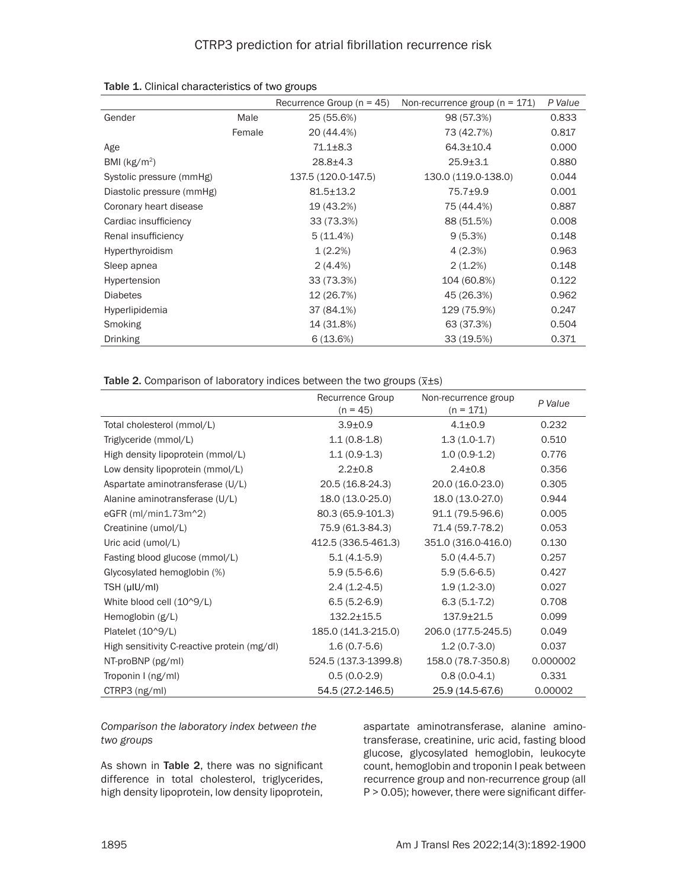**Table 1.** Clinical characteristics of two groups

| | | Recurrence Group (n = 45) | Non-recurrence group (n = 171) | *P Value* |
|---|---|---|---|---|
| Gender | Male | 25 (55.6%) | 98 (57.3%) | 0.833 |
| | Female | 20 (44.4%) | 73 (42.7%) | 0.817 |
| Age | | 71.1±8.3 | 64.3±10.4 | 0.000 |
| BMI (kg/m$^2$) | | 28.8±4.3 | 25.9±3.1 | 0.880 |
| Systolic pressure (mmHg) | | 137.5 (120.0-147.5) | 130.0 (119.0-138.0) | 0.044 |
| Diastolic pressure (mmHg) | | 81.5±13.2 | 75.7±9.9 | 0.001 |
| Coronary heart disease | | 19 (43.2%) | 75 (44.4%) | 0.887 |
| Cardiac insufficiency | | 33 (73.3%) | 88 (51.5%) | 0.008 |
| Renal insufficiency | | 5 (11.4%) | 9 (5.3%) | 0.148 |
| Hyperthyroidism | | 1 (2.2%) | 4 (2.3%) | 0.963 |
| Sleep apnea | | 2 (4.4%) | 2 (1.2%) | 0.148 |
| Hypertension | | 33 (73.3%) | 104 (60.8%) | 0.122 |
| Diabetes | | 12 (26.7%) | 45 (26.3%) | 0.962 |
| Hyperlipidemia | | 37 (84.1%) | 129 (75.9%) | 0.247 |
| Smoking | | 14 (31.8%) | 63 (37.3%) | 0.504 |
| Drinking | | 6 (13.6%) | 33 (19.5%) | 0.371 |

**Table 2.** Comparison of laboratory indices between the two groups ($\bar{x}$±s)

| | Recurrence Group (n = 45) | Non-recurrence group (n = 171) | *P Value* |
|---|---|---|---|
| Total cholesterol (mmol/L) | 3.9±0.9 | 4.1±0.9 | 0.232 |
| Triglyceride (mmol/L) | 1.1 (0.8-1.8) | 1.3 (1.0-1.7) | 0.510 |
| High density lipoprotein (mmol/L) | 1.1 (0.9-1.3) | 1.0 (0.9-1.2) | 0.776 |
| Low density lipoprotein (mmol/L) | 2.2±0.8 | 2.4±0.8 | 0.356 |
| Aspartate aminotransferase (U/L) | 20.5 (16.8-24.3) | 20.0 (16.0-23.0) | 0.305 |
| Alanine aminotransferase (U/L) | 18.0 (13.0-25.0) | 18.0 (13.0-27.0) | 0.944 |
| eGFR (ml/min1.73m^2) | 80.3 (65.9-101.3) | 91.1 (79.5-96.6) | 0.005 |
| Creatinine (umol/L) | 75.9 (61.3-84.3) | 71.4 (59.7-78.2) | 0.053 |
| Uric acid (umol/L) | 412.5 (336.5-461.3) | 351.0 (316.0-416.0) | 0.130 |
| Fasting blood glucose (mmol/L) | 5.1 (4.1-5.9) | 5.0 (4.4-5.7) | 0.257 |
| Glycosylated hemoglobin (%) | 5.9 (5.5-6.6) | 5.9 (5.6-6.5) | 0.427 |
| TSH (μIU/ml) | 2.4 (1.2-4.5) | 1.9 (1.2-3.0) | 0.027 |
| White blood cell (10^9/L) | 6.5 (5.2-6.9) | 6.3 (5.1-7.2) | 0.708 |
| Hemoglobin (g/L) | 132.2±15.5 | 137.9±21.5 | 0.099 |
| Platelet (10^9/L) | 185.0 (141.3-215.0) | 206.0 (177.5-245.5) | 0.049 |
| High sensitivity C-reactive protein (mg/dl) | 1.6 (0.7-5.6) | 1.2 (0.7-3.0) | 0.037 |
| NT-proBNP (pg/ml) | 524.5 (137.3-1399.8) | 158.0 (78.7-350.8) | 0.000002 |
| Troponin I (ng/ml) | 0.5 (0.0-2.9) | 0.8 (0.0-4.1) | 0.331 |
| CTRP3 (ng/ml) | 54.5 (27.2-146.5) | 25.9 (14.5-67.6) | 0.00002 |

*Comparison the laboratory index between the two groups*

As shown in **Table 2**, there was no significant difference in total cholesterol, triglycerides, high density lipoprotein, low density lipoprotein, aspartate aminotransferase, alanine aminotransferase, creatinine, uric acid, fasting blood glucose, glycosylated hemoglobin, leukocyte count, hemoglobin and troponin I peak between recurrence group and non-recurrence group (all P > 0.05); however, there were significant differ-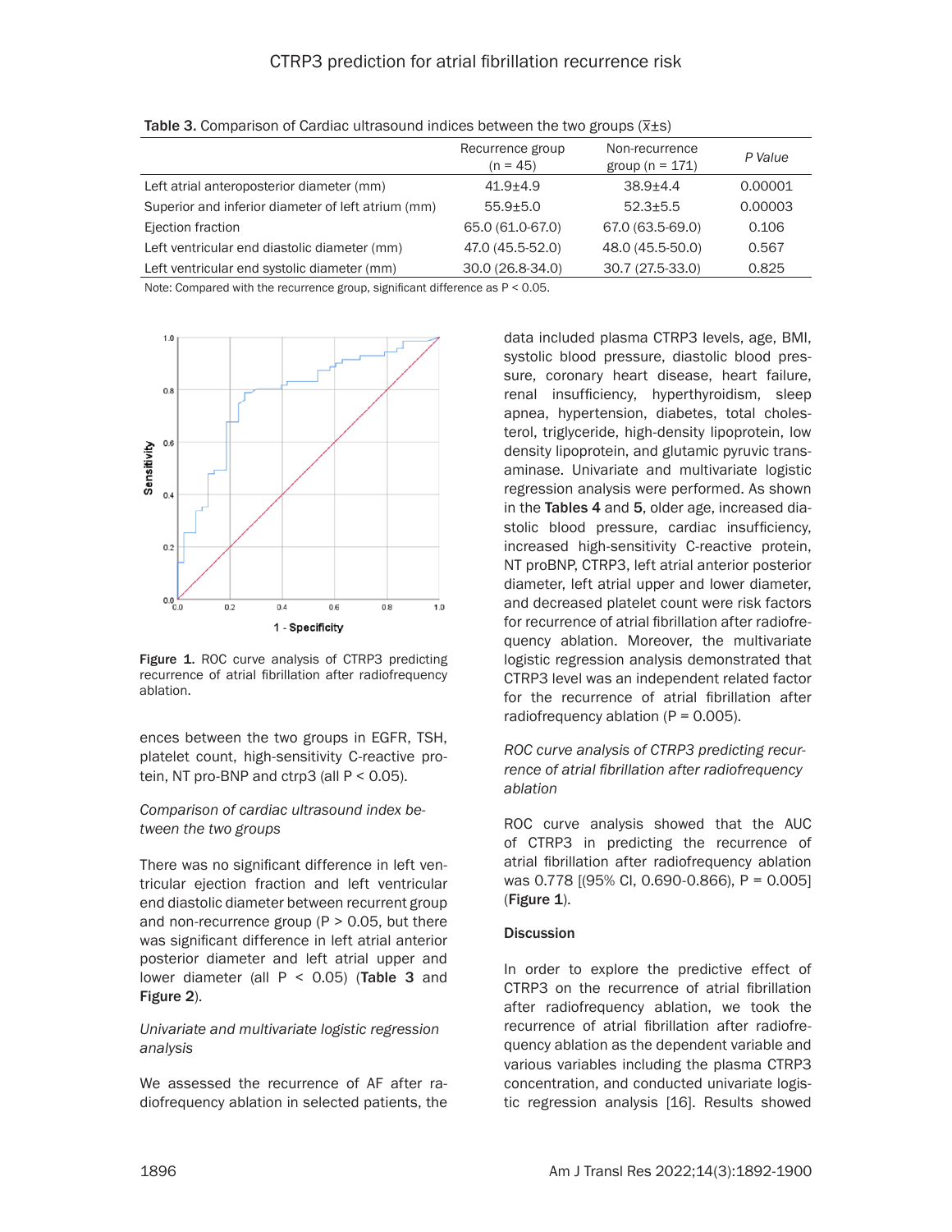**Table 3.** Comparison of Cardiac ultrasound indices between the two groups ($\bar{x}\pm s$)

| | Recurrence group (n = 45) | Non-recurrence group (n = 171) | *P Value* |
|---|---|---|---|
| Left atrial anteroposterior diameter (mm) | 41.9±4.9 | 38.9±4.4 | 0.00001 |
| Superior and inferior diameter of left atrium (mm) | 55.9±5.0 | 52.3±5.5 | 0.00003 |
| Ejection fraction | 65.0 (61.0-67.0) | 67.0 (63.5-69.0) | 0.106 |
| Left ventricular end diastolic diameter (mm) | 47.0 (45.5-52.0) | 48.0 (45.5-50.0) | 0.567 |
| Left ventricular end systolic diameter (mm) | 30.0 (26.8-34.0) | 30.7 (27.5-33.0) | 0.825 |

Note: Compared with the recurrence group, significant difference as P < 0.05.

Figure 1. ROC curve analysis of CTRP3 predicting recurrence of atrial fibrillation after radiofrequency ablation.

ences between the two groups in EGFR, TSH, platelet count, high-sensitivity C-reactive protein, NT pro-BNP and ctrp3 (all P < 0.05).

*Comparison of cardiac ultrasound index between the two groups*

There was no significant difference in left ventricular ejection fraction and left ventricular end diastolic diameter between recurrent group and non-recurrence group (P > 0.05, but there was significant difference in left atrial anterior posterior diameter and left atrial upper and lower diameter (all P < 0.05) (**Table 3** and **Figure 2**).

*Univariate and multivariate logistic regression analysis*

We assessed the recurrence of AF after radiofrequency ablation in selected patients, the data included plasma CTRP3 levels, age, BMI, systolic blood pressure, diastolic blood pressure, coronary heart disease, heart failure, renal insufficiency, hyperthyroidism, sleep apnea, hypertension, diabetes, total cholesterol, triglyceride, high-density lipoprotein, low density lipoprotein, and glutamic pyruvic transaminase. Univariate and multivariate logistic regression analysis were performed. As shown in the **Tables 4** and **5**, older age, increased diastolic blood pressure, cardiac insufficiency, increased high-sensitivity C-reactive protein, NT proBNP, CTRP3, left atrial anterior posterior diameter, left atrial upper and lower diameter, and decreased platelet count were risk factors for recurrence of atrial fibrillation after radiofrequency ablation. Moreover, the multivariate logistic regression analysis demonstrated that CTRP3 level was an independent related factor for the recurrence of atrial fibrillation after radiofrequency ablation (P = 0.005).

*ROC curve analysis of CTRP3 predicting recurrence of atrial fibrillation after radiofrequency ablation*

ROC curve analysis showed that the AUC of CTRP3 in predicting the recurrence of atrial fibrillation after radiofrequency ablation was 0.778 [(95% CI, 0.690-0.866), P = 0.005] (**Figure 1**).

## Discussion

In order to explore the predictive effect of CTRP3 on the recurrence of atrial fibrillation after radiofrequency ablation, we took the recurrence of atrial fibrillation after radiofrequency ablation as the dependent variable and various variables including the plasma CTRP3 concentration, and conducted univariate logistic regression analysis [16]. Results showed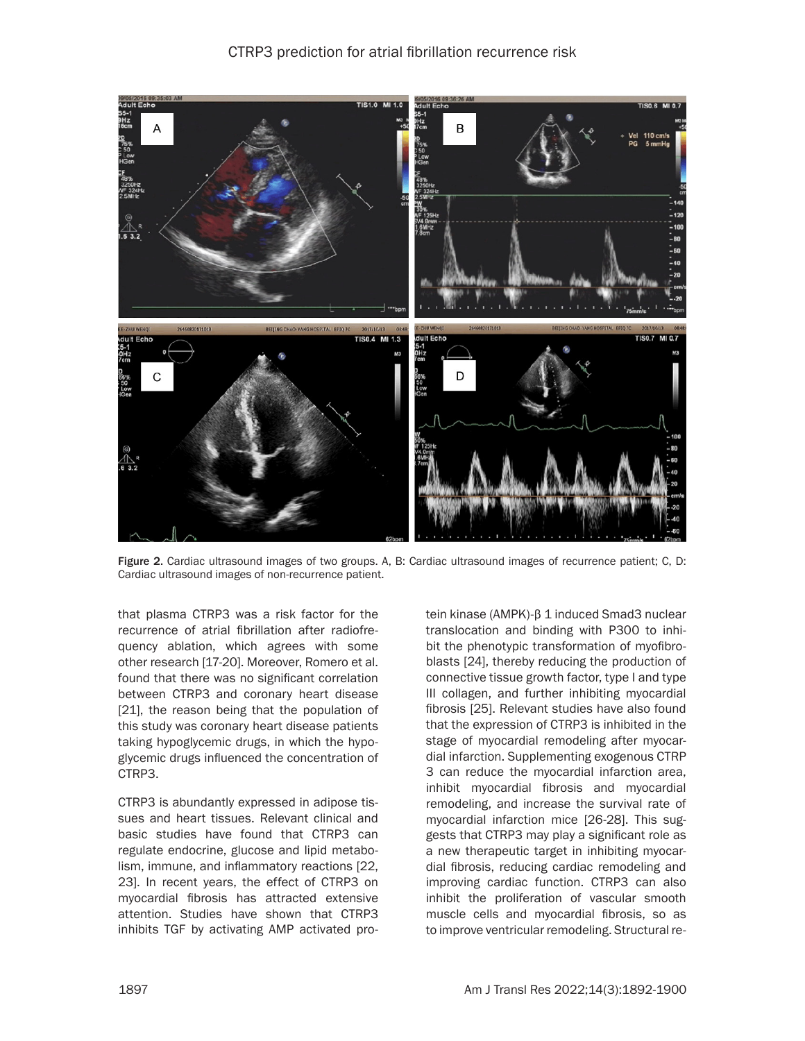Figure 2. Cardiac ultrasound images of two groups. A, B: Cardiac ultrasound images of recurrence patient; C, D: Cardiac ultrasound images of non-recurrence patient.

that plasma CTRP3 was a risk factor for the recurrence of atrial fibrillation after radiofrequency ablation, which agrees with some other research [17-20]. Moreover, Romero et al. found that there was no significant correlation between CTRP3 and coronary heart disease [21], the reason being that the population of this study was coronary heart disease patients taking hypoglycemic drugs, in which the hypoglycemic drugs influenced the concentration of CTRP3.

CTRP3 is abundantly expressed in adipose tissues and heart tissues. Relevant clinical and basic studies have found that CTRP3 can regulate endocrine, glucose and lipid metabolism, immune, and inflammatory reactions [22, 23]. In recent years, the effect of CTRP3 on myocardial fibrosis has attracted extensive attention. Studies have shown that CTRP3 inhibits TGF by activating AMP activated protein kinase (AMPK)-β 1 induced Smad3 nuclear translocation and binding with P300 to inhibit the phenotypic transformation of myofibroblasts [24], thereby reducing the production of connective tissue growth factor, type I and type III collagen, and further inhibiting myocardial fibrosis [25]. Relevant studies have also found that the expression of CTRP3 is inhibited in the stage of myocardial remodeling after myocardial infarction. Supplementing exogenous CTRP 3 can reduce the myocardial infarction area, inhibit myocardial fibrosis and myocardial remodeling, and increase the survival rate of myocardial infarction mice [26-28]. This suggests that CTRP3 may play a significant role as a new therapeutic target in inhibiting myocardial fibrosis, reducing cardiac remodeling and improving cardiac function. CTRP3 can also inhibit the proliferation of vascular smooth muscle cells and myocardial fibrosis, so as to improve ventricular remodeling. Structural re-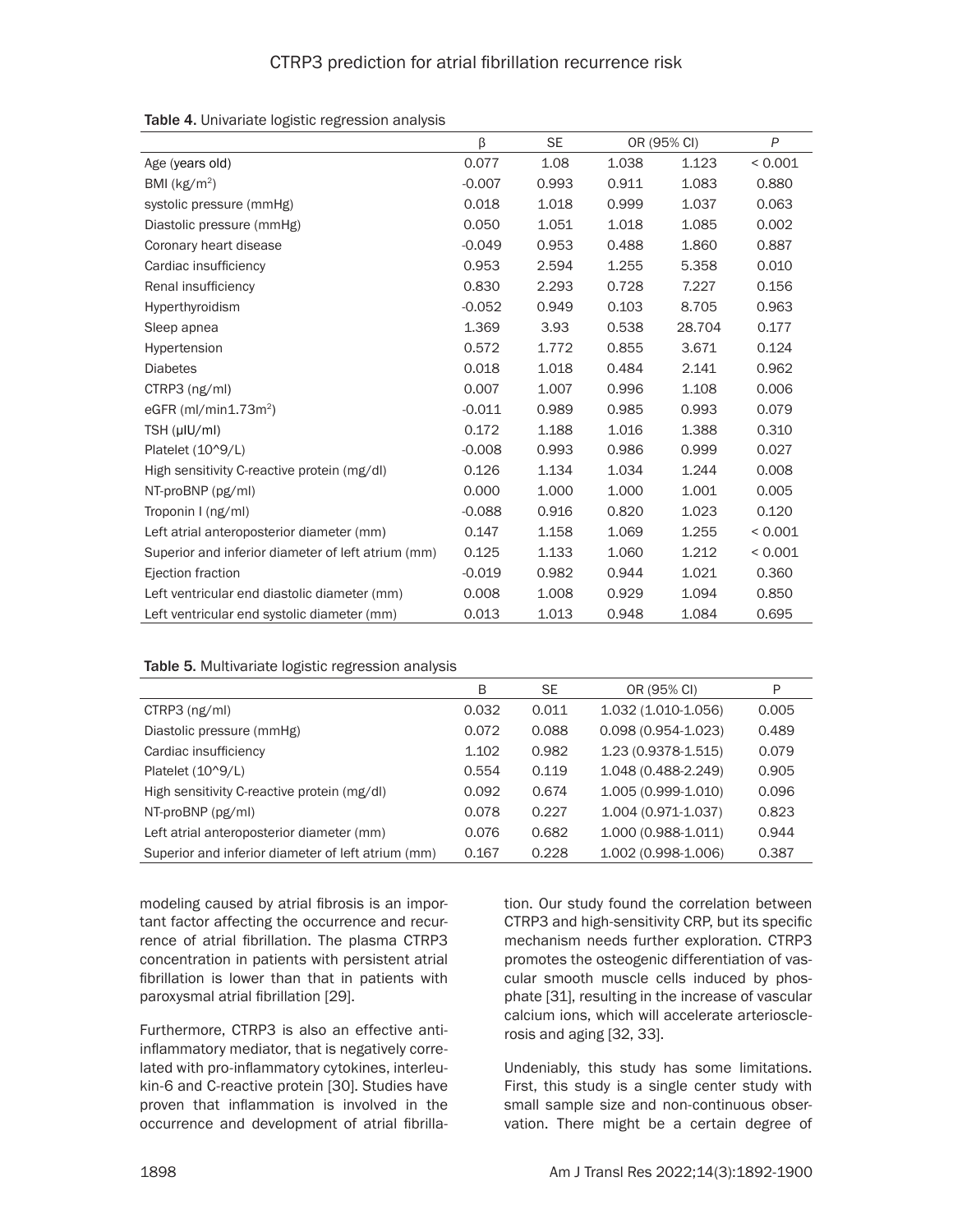Table 4. Univariate logistic regression analysis

| | β | SE | OR (95% CI) | | P |
|---|---|---|---|---|---|
| Age (years old) | 0.077 | 1.08 | 1.038 | 1.123 | < 0.001 |
| BMI (kg/m$^2$) | -0.007 | 0.993 | 0.911 | 1.083 | 0.880 |
| systolic pressure (mmHg) | 0.018 | 1.018 | 0.999 | 1.037 | 0.063 |
| Diastolic pressure (mmHg) | 0.050 | 1.051 | 1.018 | 1.085 | 0.002 |
| Coronary heart disease | -0.049 | 0.953 | 0.488 | 1.860 | 0.887 |
| Cardiac insufficiency | 0.953 | 2.594 | 1.255 | 5.358 | 0.010 |
| Renal insufficiency | 0.830 | 2.293 | 0.728 | 7.227 | 0.156 |
| Hyperthyroidism | -0.052 | 0.949 | 0.103 | 8.705 | 0.963 |
| Sleep apnea | 1.369 | 3.93 | 0.538 | 28.704 | 0.177 |
| Hypertension | 0.572 | 1.772 | 0.855 | 3.671 | 0.124 |
| Diabetes | 0.018 | 1.018 | 0.484 | 2.141 | 0.962 |
| CTRP3 (ng/ml) | 0.007 | 1.007 | 0.996 | 1.108 | 0.006 |
| eGFR (ml/min1.73m$^2$) | -0.011 | 0.989 | 0.985 | 0.993 | 0.079 |
| TSH (μIU/ml) | 0.172 | 1.188 | 1.016 | 1.388 | 0.310 |
| Platelet (10^9/L) | -0.008 | 0.993 | 0.986 | 0.999 | 0.027 |
| High sensitivity C-reactive protein (mg/dl) | 0.126 | 1.134 | 1.034 | 1.244 | 0.008 |
| NT-proBNP (pg/ml) | 0.000 | 1.000 | 1.000 | 1.001 | 0.005 |
| Troponin I (ng/ml) | -0.088 | 0.916 | 0.820 | 1.023 | 0.120 |
| Left atrial anteroposterior diameter (mm) | 0.147 | 1.158 | 1.069 | 1.255 | < 0.001 |
| Superior and inferior diameter of left atrium (mm) | 0.125 | 1.133 | 1.060 | 1.212 | < 0.001 |
| Ejection fraction | -0.019 | 0.982 | 0.944 | 1.021 | 0.360 |
| Left ventricular end diastolic diameter (mm) | 0.008 | 1.008 | 0.929 | 1.094 | 0.850 |
| Left ventricular end systolic diameter (mm) | 0.013 | 1.013 | 0.948 | 1.084 | 0.695 |

Table 5. Multivariate logistic regression analysis

| | B | SE | OR (95% CI) | P |
|---|---|---|---|---|
| CTRP3 (ng/ml) | 0.032 | 0.011 | 1.032 (1.010-1.056) | 0.005 |
| Diastolic pressure (mmHg) | 0.072 | 0.088 | 0.098 (0.954-1.023) | 0.489 |
| Cardiac insufficiency | 1.102 | 0.982 | 1.23 (0.9378-1.515) | 0.079 |
| Platelet (10^9/L) | 0.554 | 0.119 | 1.048 (0.488-2.249) | 0.905 |
| High sensitivity C-reactive protein (mg/dl) | 0.092 | 0.674 | 1.005 (0.999-1.010) | 0.096 |
| NT-proBNP (pg/ml) | 0.078 | 0.227 | 1.004 (0.971-1.037) | 0.823 |
| Left atrial anteroposterior diameter (mm) | 0.076 | 0.682 | 1.000 (0.988-1.011) | 0.944 |
| Superior and inferior diameter of left atrium (mm) | 0.167 | 0.228 | 1.002 (0.998-1.006) | 0.387 |

modeling caused by atrial fibrosis is an important factor affecting the occurrence and recurrence of atrial fibrillation. The plasma CTRP3 concentration in patients with persistent atrial fibrillation is lower than that in patients with paroxysmal atrial fibrillation [29].

Furthermore, CTRP3 is also an effective anti-inflammatory mediator, that is negatively correlated with pro-inflammatory cytokines, interleukin-6 and C-reactive protein [30]. Studies have proven that inflammation is involved in the occurrence and development of atrial fibrillation. Our study found the correlation between CTRP3 and high-sensitivity CRP, but its specific mechanism needs further exploration. CTRP3 promotes the osteogenic differentiation of vascular smooth muscle cells induced by phosphate [31], resulting in the increase of vascular calcium ions, which will accelerate arteriosclerosis and aging [32, 33].

Undeniably, this study has some limitations. First, this study is a single center study with small sample size and non-continuous observation. There might be a certain degree of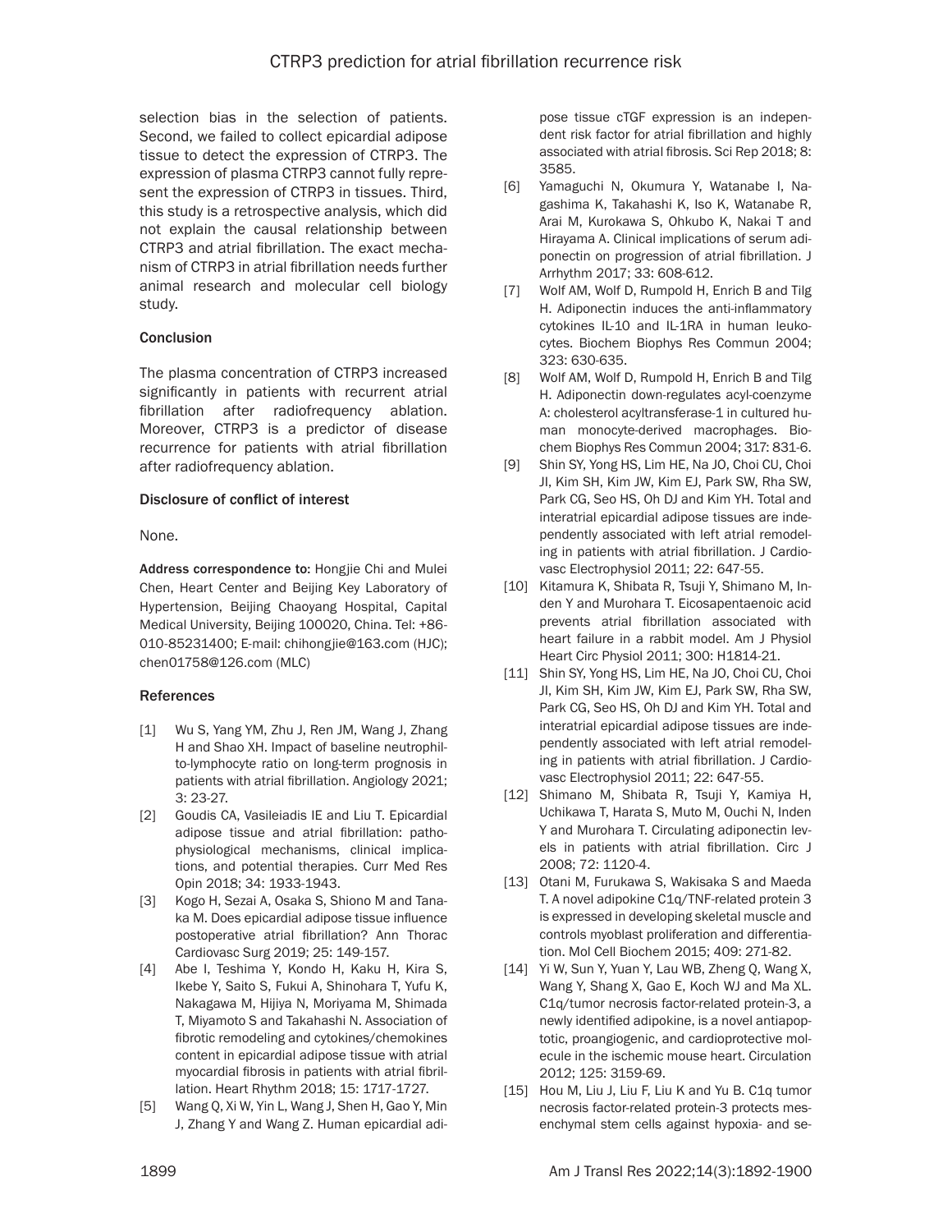selection bias in the selection of patients. Second, we failed to collect epicardial adipose tissue to detect the expression of CTRP3. The expression of plasma CTRP3 cannot fully represent the expression of CTRP3 in tissues. Third, this study is a retrospective analysis, which did not explain the causal relationship between CTRP3 and atrial fibrillation. The exact mechanism of CTRP3 in atrial fibrillation needs further animal research and molecular cell biology study.

## Conclusion

The plasma concentration of CTRP3 increased significantly in patients with recurrent atrial fibrillation after radiofrequency ablation. Moreover, CTRP3 is a predictor of disease recurrence for patients with atrial fibrillation after radiofrequency ablation.

## Disclosure of conflict of interest

None.

**Address correspondence to:** Hongjie Chi and Mulei Chen, Heart Center and Beijing Key Laboratory of Hypertension, Beijing Chaoyang Hospital, Capital Medical University, Beijing 100020, China. Tel: +86-010-85231400; E-mail: chihongjie@163.com (HJC); chen01758@126.com (MLC)

## References

[1] Wu S, Yang YM, Zhu J, Ren JM, Wang J, Zhang H and Shao XH. Impact of baseline neutrophil-to-lymphocyte ratio on long-term prognosis in patients with atrial fibrillation. Angiology 2021; 3: 23-27.

[2] Goudis CA, Vasileiadis IE and Liu T. Epicardial adipose tissue and atrial fibrillation: pathophysiological mechanisms, clinical implications, and potential therapies. Curr Med Res Opin 2018; 34: 1933-1943.

[3] Kogo H, Sezai A, Osaka S, Shiono M and Tanaka M. Does epicardial adipose tissue influence postoperative atrial fibrillation? Ann Thorac Cardiovasc Surg 2019; 25: 149-157.

[4] Abe I, Teshima Y, Kondo H, Kaku H, Kira S, Ikebe Y, Saito S, Fukui A, Shinohara T, Yufu K, Nakagawa M, Hijiya N, Moriyama M, Shimada T, Miyamoto S and Takahashi N. Association of fibrotic remodeling and cytokines/chemokines content in epicardial adipose tissue with atrial myocardial fibrosis in patients with atrial fibrillation. Heart Rhythm 2018; 15: 1717-1727.

[5] Wang Q, Xi W, Yin L, Wang J, Shen H, Gao Y, Min J, Zhang Y and Wang Z. Human epicardial adipose tissue cTGF expression is an independent risk factor for atrial fibrillation and highly associated with atrial fibrosis. Sci Rep 2018; 8: 3585.

[6] Yamaguchi N, Okumura Y, Watanabe I, Nagashima K, Takahashi K, Iso K, Watanabe R, Arai M, Kurokawa S, Ohkubo K, Nakai T and Hirayama A. Clinical implications of serum adiponectin on progression of atrial fibrillation. J Arrhythm 2017; 33: 608-612.

[7] Wolf AM, Wolf D, Rumpold H, Enrich B and Tilg H. Adiponectin induces the anti-inflammatory cytokines IL-10 and IL-1RA in human leukocytes. Biochem Biophys Res Commun 2004; 323: 630-635.

[8] Wolf AM, Wolf D, Rumpold H, Enrich B and Tilg H. Adiponectin down-regulates acyl-coenzyme A: cholesterol acyltransferase-1 in cultured human monocyte-derived macrophages. Biochem Biophys Res Commun 2004; 317: 831-6.

[9] Shin SY, Yong HS, Lim HE, Na JO, Choi CU, Choi JI, Kim SH, Kim JW, Kim EJ, Park SW, Rha SW, Park CG, Seo HS, Oh DJ and Kim YH. Total and interatrial epicardial adipose tissues are independently associated with left atrial remodeling in patients with atrial fibrillation. J Cardiovasc Electrophysiol 2011; 22: 647-55.

[10] Kitamura K, Shibata R, Tsuji Y, Shimano M, Inden Y and Murohara T. Eicosapentaenoic acid prevents atrial fibrillation associated with heart failure in a rabbit model. Am J Physiol Heart Circ Physiol 2011; 300: H1814-21.

[11] Shin SY, Yong HS, Lim HE, Na JO, Choi CU, Choi JI, Kim SH, Kim JW, Kim EJ, Park SW, Rha SW, Park CG, Seo HS, Oh DJ and Kim YH. Total and interatrial epicardial adipose tissues are independently associated with left atrial remodeling in patients with atrial fibrillation. J Cardiovasc Electrophysiol 2011; 22: 647-55.

[12] Shimano M, Shibata R, Tsuji Y, Kamiya H, Uchikawa T, Harata S, Muto M, Ouchi N, Inden Y and Murohara T. Circulating adiponectin levels in patients with atrial fibrillation. Circ J 2008; 72: 1120-4.

[13] Otani M, Furukawa S, Wakisaka S and Maeda T. A novel adipokine C1q/TNF-related protein 3 is expressed in developing skeletal muscle and controls myoblast proliferation and differentiation. Mol Cell Biochem 2015; 409: 271-82.

[14] Yi W, Sun Y, Yuan Y, Lau WB, Zheng Q, Wang X, Wang Y, Shang X, Gao E, Koch WJ and Ma XL. C1q/tumor necrosis factor-related protein-3, a newly identified adipokine, is a novel antiapoptotic, proangiogenic, and cardioprotective molecule in the ischemic mouse heart. Circulation 2012; 125: 3159-69.

[15] Hou M, Liu J, Liu F, Liu K and Yu B. C1q tumor necrosis factor-related protein-3 protects mesenchymal stem cells against hypoxia- and se-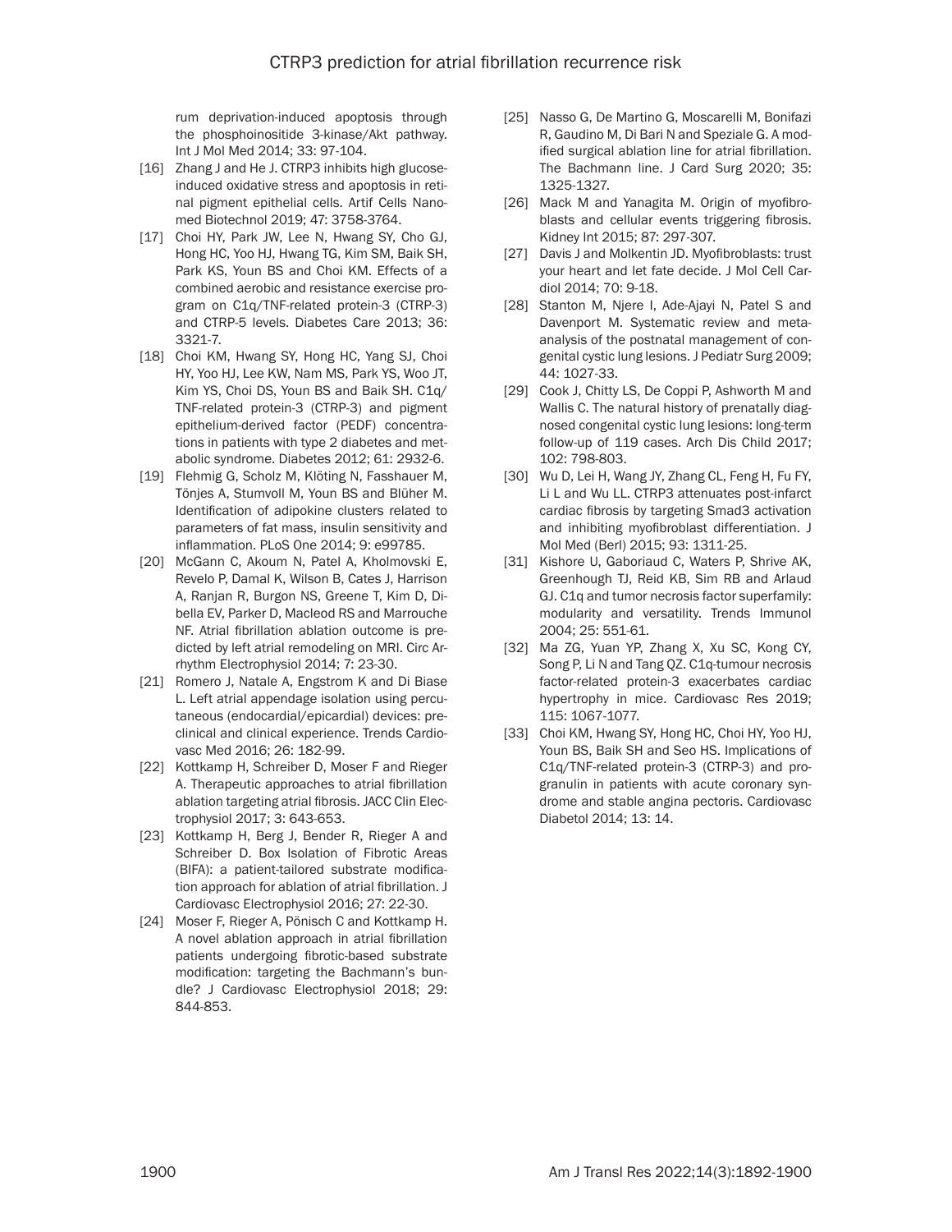rum deprivation-induced apoptosis through the phosphoinositide 3-kinase/Akt pathway. Int J Mol Med 2014; 33: 97-104.

[16] Zhang J and He J. CTRP3 inhibits high glucose-induced oxidative stress and apoptosis in retinal pigment epithelial cells. Artif Cells Nanomed Biotechnol 2019; 47: 3758-3764.

[17] Choi HY, Park JW, Lee N, Hwang SY, Cho GJ, Hong HC, Yoo HJ, Hwang TG, Kim SM, Baik SH, Park KS, Youn BS and Choi KM. Effects of a combined aerobic and resistance exercise program on C1q/TNF-related protein-3 (CTRP-3) and CTRP-5 levels. Diabetes Care 2013; 36: 3321-7.

[18] Choi KM, Hwang SY, Hong HC, Yang SJ, Choi HY, Yoo HJ, Lee KW, Nam MS, Park YS, Woo JT, Kim YS, Choi DS, Youn BS and Baik SH. C1q/TNF-related protein-3 (CTRP-3) and pigment epithelium-derived factor (PEDF) concentrations in patients with type 2 diabetes and metabolic syndrome. Diabetes 2012; 61: 2932-6.

[19] Flehmig G, Scholz M, Klöting N, Fasshauer M, Tönjes A, Stumvoll M, Youn BS and Blüher M. Identification of adipokine clusters related to parameters of fat mass, insulin sensitivity and inflammation. PLoS One 2014; 9: e99785.

[20] McGann C, Akoum N, Patel A, Kholmovski E, Revelo P, Damal K, Wilson B, Cates J, Harrison A, Ranjan R, Burgon NS, Greene T, Kim D, Dibella EV, Parker D, Macleod RS and Marrouche NF. Atrial fibrillation ablation outcome is predicted by left atrial remodeling on MRI. Circ Arrhythm Electrophysiol 2014; 7: 23-30.

[21] Romero J, Natale A, Engstrom K and Di Biase L. Left atrial appendage isolation using percutaneous (endocardial/epicardial) devices: preclinical and clinical experience. Trends Cardiovasc Med 2016; 26: 182-99.

[22] Kottkamp H, Schreiber D, Moser F and Rieger A. Therapeutic approaches to atrial fibrillation ablation targeting atrial fibrosis. JACC Clin Electrophysiol 2017; 3: 643-653.

[23] Kottkamp H, Berg J, Bender R, Rieger A and Schreiber D. Box Isolation of Fibrotic Areas (BIFA): a patient-tailored substrate modification approach for ablation of atrial fibrillation. J Cardiovasc Electrophysiol 2016; 27: 22-30.

[24] Moser F, Rieger A, Pönisch C and Kottkamp H. A novel ablation approach in atrial fibrillation patients undergoing fibrotic-based substrate modification: targeting the Bachmann's bundle? J Cardiovasc Electrophysiol 2018; 29: 844-853.

[25] Nasso G, De Martino G, Moscarelli M, Bonifazi R, Gaudino M, Di Bari N and Speziale G. A modified surgical ablation line for atrial fibrillation. The Bachmann line. J Card Surg 2020; 35: 1325-1327.

[26] Mack M and Yanagita M. Origin of myofibroblasts and cellular events triggering fibrosis. Kidney Int 2015; 87: 297-307.

[27] Davis J and Molkentin JD. Myofibroblasts: trust your heart and let fate decide. J Mol Cell Cardiol 2014; 70: 9-18.

[28] Stanton M, Njere I, Ade-Ajayi N, Patel S and Davenport M. Systematic review and meta-analysis of the postnatal management of congenital cystic lung lesions. J Pediatr Surg 2009; 44: 1027-33.

[29] Cook J, Chitty LS, De Coppi P, Ashworth M and Wallis C. The natural history of prenatally diagnosed congenital cystic lung lesions: long-term follow-up of 119 cases. Arch Dis Child 2017; 102: 798-803.

[30] Wu D, Lei H, Wang JY, Zhang CL, Feng H, Fu FY, Li L and Wu LL. CTRP3 attenuates post-infarct cardiac fibrosis by targeting Smad3 activation and inhibiting myofibroblast differentiation. J Mol Med (Berl) 2015; 93: 1311-25.

[31] Kishore U, Gaboriaud C, Waters P, Shrive AK, Greenhough TJ, Reid KB, Sim RB and Arlaud GJ. C1q and tumor necrosis factor superfamily: modularity and versatility. Trends Immunol 2004; 25: 551-61.

[32] Ma ZG, Yuan YP, Zhang X, Xu SC, Kong CY, Song P, Li N and Tang QZ. C1q-tumour necrosis factor-related protein-3 exacerbates cardiac hypertrophy in mice. Cardiovasc Res 2019; 115: 1067-1077.

[33] Choi KM, Hwang SY, Hong HC, Choi HY, Yoo HJ, Youn BS, Baik SH and Seo HS. Implications of C1q/TNF-related protein-3 (CTRP-3) and progranulin in patients with acute coronary syndrome and stable angina pectoris. Cardiovasc Diabetol 2014; 13: 14.